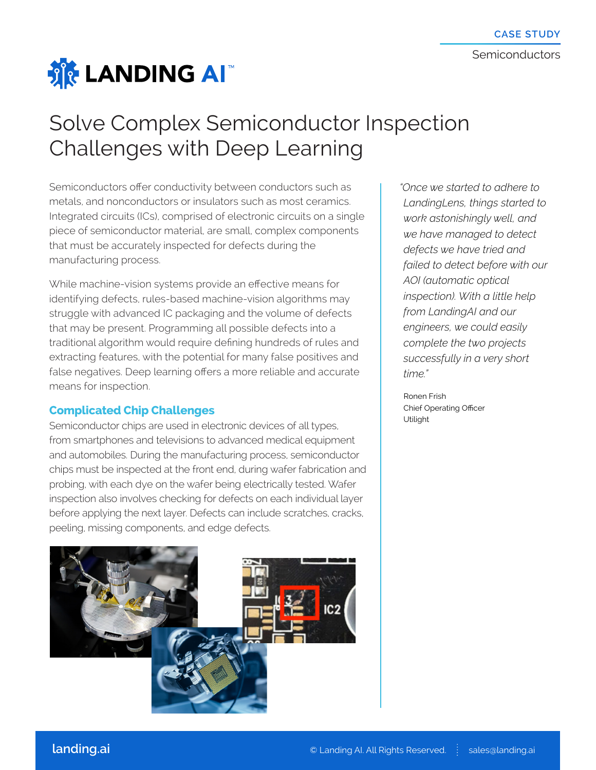CASE STUDY

Semiconductors

LANDING AI™

# Solve Complex Semiconductor Inspection Challenges with Deep Learning

Semiconductors offer conductivity between conductors such as metals, and nonconductors or insulators such as most ceramics. Integrated circuits (ICs), comprised of electronic circuits on a single piece of semiconductor material, are small, complex components that must be accurately inspected for defects during the manufacturing process.

While machine-vision systems provide an effective means for identifying defects, rules-based machine-vision algorithms may struggle with advanced IC packaging and the volume of defects that may be present. Programming all possible defects into a traditional algorithm would require defining hundreds of rules and extracting features, with the potential for many false positives and false negatives. Deep learning offers a more reliable and accurate means for inspection.

## Complicated Chip Challenges

Semiconductor chips are used in electronic devices of all types, from smartphones and televisions to advanced medical equipment and automobiles. During the manufacturing process, semiconductor chips must be inspected at the front end, during wafer fabrication and probing, with each dye on the wafer being electrically tested. Wafer inspection also involves checking for defects on each individual layer before applying the next layer. Defects can include scratches, cracks, peeling, missing components, and edge defects.

> *"Once we started to adhere to LandingLens, things started to work astonishingly well, and we have managed to detect defects we have tried and failed to detect before with our AOI (automatic optical inspection). With a little help from LandingAI and our engineers, we could easily complete the two projects successfully in a very short time."*
>
> Ronen Frish
> Chief Operating Officer
> Utilight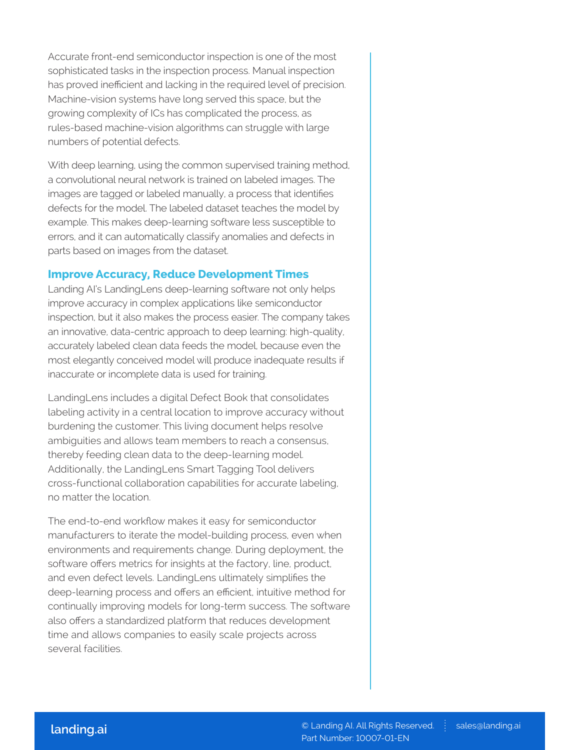Accurate front-end semiconductor inspection is one of the most sophisticated tasks in the inspection process. Manual inspection has proved inefficient and lacking in the required level of precision. Machine-vision systems have long served this space, but the growing complexity of ICs has complicated the process, as rules-based machine-vision algorithms can struggle with large numbers of potential defects.

With deep learning, using the common supervised training method, a convolutional neural network is trained on labeled images. The images are tagged or labeled manually, a process that identifies defects for the model. The labeled dataset teaches the model by example. This makes deep-learning software less susceptible to errors, and it can automatically classify anomalies and defects in parts based on images from the dataset.

## Improve Accuracy, Reduce Development Times

Landing AI's LandingLens deep-learning software not only helps improve accuracy in complex applications like semiconductor inspection, but it also makes the process easier. The company takes an innovative, data-centric approach to deep learning: high-quality, accurately labeled clean data feeds the model, because even the most elegantly conceived model will produce inadequate results if inaccurate or incomplete data is used for training.

LandingLens includes a digital Defect Book that consolidates labeling activity in a central location to improve accuracy without burdening the customer. This living document helps resolve ambiguities and allows team members to reach a consensus, thereby feeding clean data to the deep-learning model. Additionally, the LandingLens Smart Tagging Tool delivers cross-functional collaboration capabilities for accurate labeling, no matter the location.

The end-to-end workflow makes it easy for semiconductor manufacturers to iterate the model-building process, even when environments and requirements change. During deployment, the software offers metrics for insights at the factory, line, product, and even defect levels. LandingLens ultimately simplifies the deep-learning process and offers an efficient, intuitive method for continually improving models for long-term success. The software also offers a standardized platform that reduces development time and allows companies to easily scale projects across several facilities.

landing.ai

© Landing AI. All Rights Reserved. sales@landing.ai
Part Number: 10007-01-EN